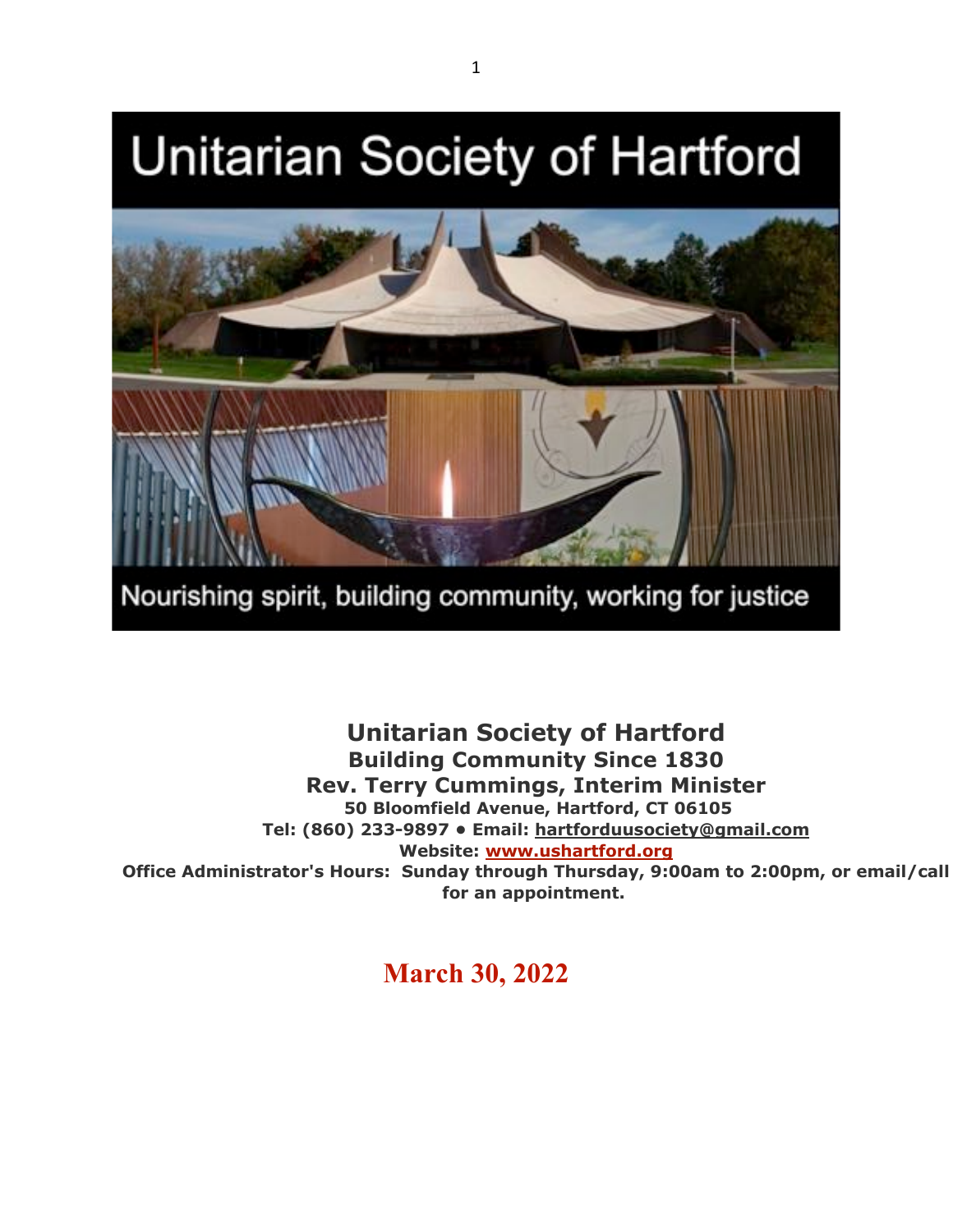# Unitarian Society of Hartford

Nourishing spirit, building community, working for justice

**Unitarian Society of Hartford**
**Building Community Since 1830**
**Rev. Terry Cummings, Interim Minister**
**50 Bloomfield Avenue, Hartford, CT 06105**
**Tel: (860) 233-9897 • Email: hartforduusociety@gmail.com**
**Website: www.ushartford.org**
**Office Administrator's Hours: Sunday through Thursday, 9:00am to 2:00pm, or email/call for an appointment.**

**March 30, 2022**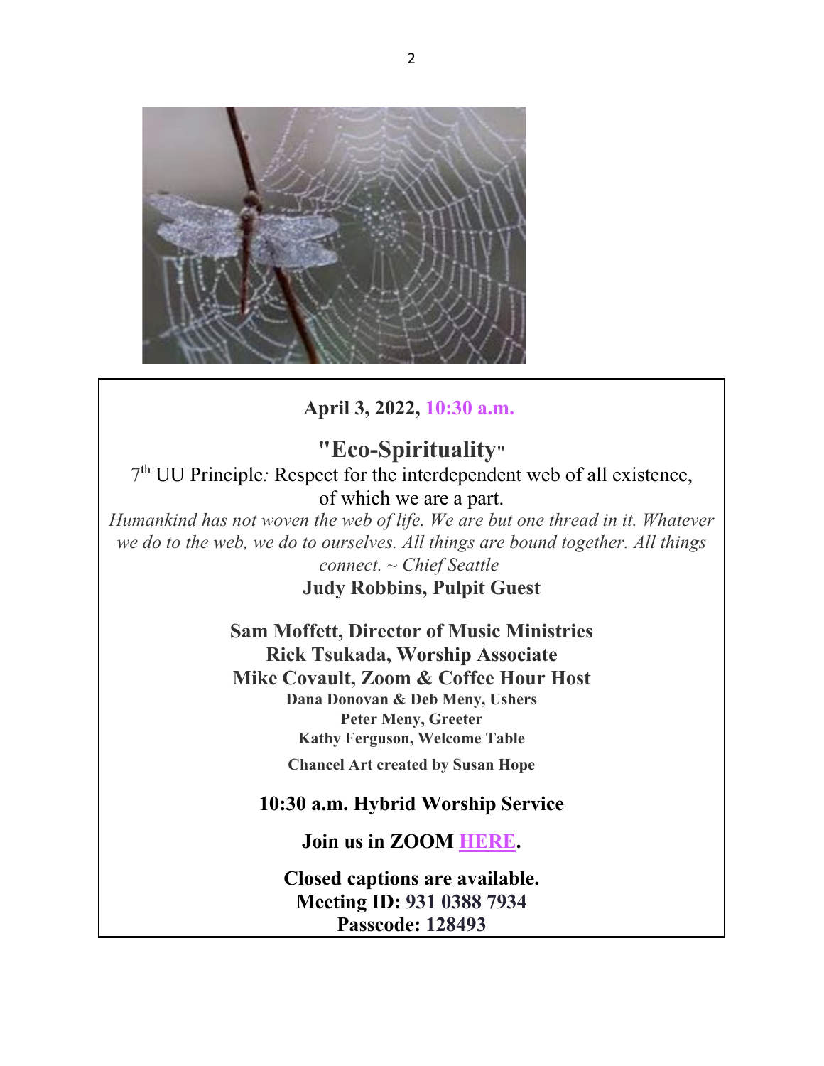**April 3, 2022, 10:30 a.m.**

## "Eco-Spirituality"

7th UU Principle*:* Respect for the interdependent web of all existence, of which we are a part.

*Humankind has not woven the web of life. We are but one thread in it. Whatever we do to the web, we do to ourselves. All things are bound together. All things connect. ~ Chief Seattle*

**Judy Robbins, Pulpit Guest**

**Sam Moffett, Director of Music Ministries**
**Rick Tsukada, Worship Associate**
**Mike Covault, Zoom & Coffee Hour Host**
**Dana Donovan & Deb Meny, Ushers**
**Peter Meny, Greeter**
**Kathy Ferguson, Welcome Table**
**Chancel Art created by Susan Hope**

**10:30 a.m. Hybrid Worship Service**

**Join us in ZOOM HERE.**

**Closed captions are available.**
**Meeting ID: 931 0388 7934**
**Passcode: 128493**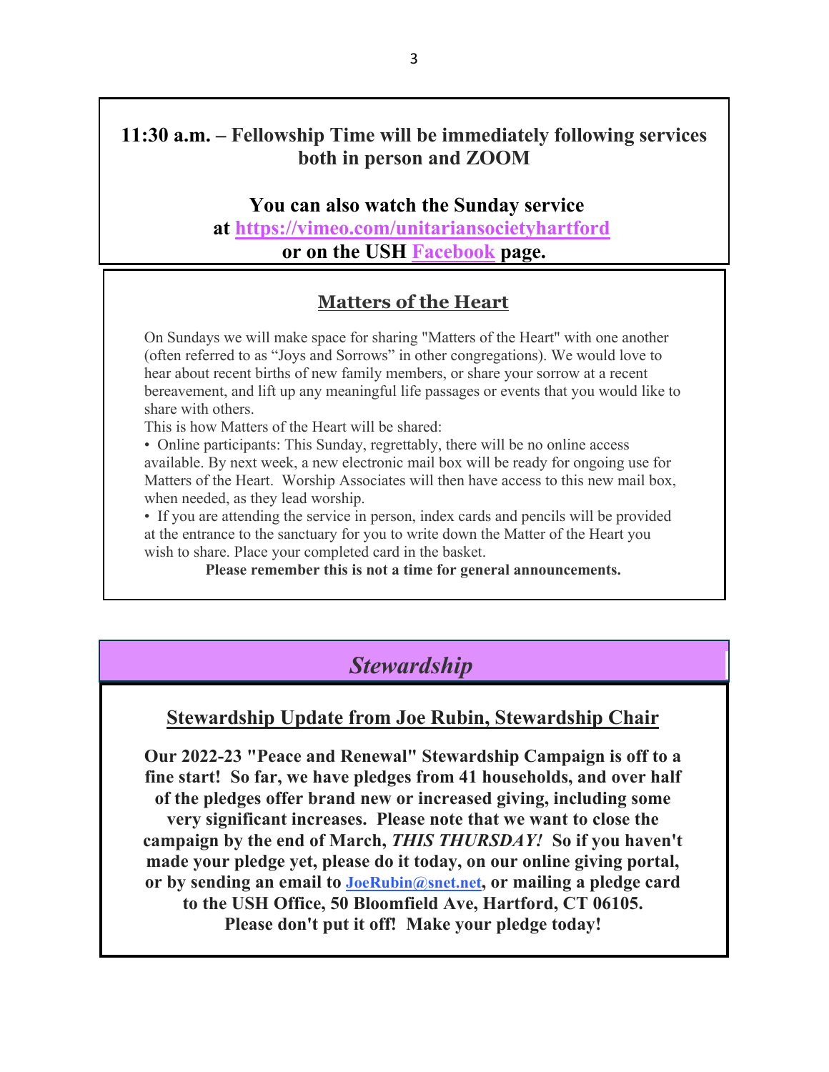**11:30 a.m. – Fellowship Time will be immediately following services both in person and ZOOM**

**You can also watch the Sunday service at [https://vimeo.com/unitariansocietyhartford](https://vimeo.com/unitariansocietyhartford) or on the USH [Facebook](Facebook) page.**

## Matters of the Heart

On Sundays we will make space for sharing "Matters of the Heart" with one another (often referred to as "Joys and Sorrows" in other congregations). We would love to hear about recent births of new family members, or share your sorrow at a recent bereavement, and lift up any meaningful life passages or events that you would like to share with others.

This is how Matters of the Heart will be shared:

- Online participants: This Sunday, regrettably, there will be no online access available. By next week, a new electronic mail box will be ready for ongoing use for Matters of the Heart. Worship Associates will then have access to this new mail box, when needed, as they lead worship.
- If you are attending the service in person, index cards and pencils will be provided at the entrance to the sanctuary for you to write down the Matter of the Heart you wish to share. Place your completed card in the basket.

**Please remember this is not a time for general announcements.**

# *Stewardship*

## Stewardship Update from Joe Rubin, Stewardship Chair

**Our 2022-23 "Peace and Renewal" Stewardship Campaign is off to a fine start! So far, we have pledges from 41 households, and over half of the pledges offer brand new or increased giving, including some very significant increases. Please note that we want to close the campaign by the end of March, *THIS THURSDAY!* So if you haven't made your pledge yet, please do it today, on our online giving portal, or by sending an email to [JoeRubin@snet.net](mailto:JoeRubin@snet.net), or mailing a pledge card to the USH Office, 50 Bloomfield Ave, Hartford, CT 06105. Please don't put it off! Make your pledge today!**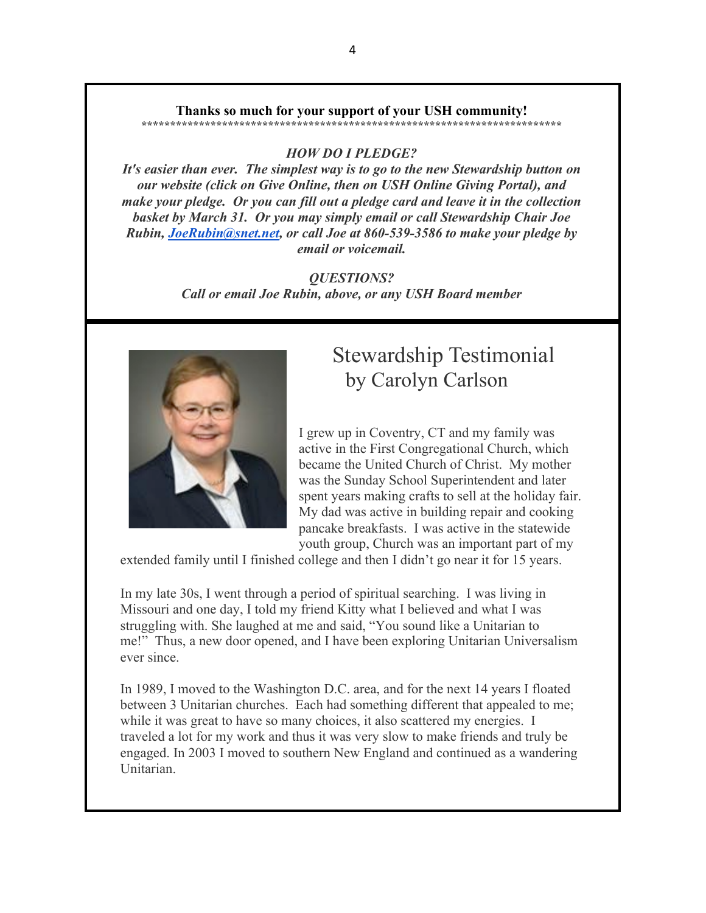**Thanks so much for your support of your USH community!**

***************************************************************************

***HOW DO I PLEDGE?***

***It's easier than ever. The simplest way is to go to the new Stewardship button on our website (click on Give Online, then on USH Online Giving Portal), and make your pledge. Or you can fill out a pledge card and leave it in the collection basket by March 31. Or you may simply email or call Stewardship Chair Joe Rubin, [JoeRubin@snet.net](mailto:JoeRubin@snet.net), or call Joe at 860-539-3586 to make your pledge by email or voicemail.***

***QUESTIONS?***

***Call or email Joe Rubin, above, or any USH Board member***

## Stewardship Testimonial by Carolyn Carlson

I grew up in Coventry, CT and my family was active in the First Congregational Church, which became the United Church of Christ. My mother was the Sunday School Superintendent and later spent years making crafts to sell at the holiday fair. My dad was active in building repair and cooking pancake breakfasts. I was active in the statewide youth group, Church was an important part of my extended family until I finished college and then I didn't go near it for 15 years.

In my late 30s, I went through a period of spiritual searching. I was living in Missouri and one day, I told my friend Kitty what I believed and what I was struggling with. She laughed at me and said, "You sound like a Unitarian to me!" Thus, a new door opened, and I have been exploring Unitarian Universalism ever since.

In 1989, I moved to the Washington D.C. area, and for the next 14 years I floated between 3 Unitarian churches. Each had something different that appealed to me; while it was great to have so many choices, it also scattered my energies. I traveled a lot for my work and thus it was very slow to make friends and truly be engaged. In 2003 I moved to southern New England and continued as a wandering Unitarian.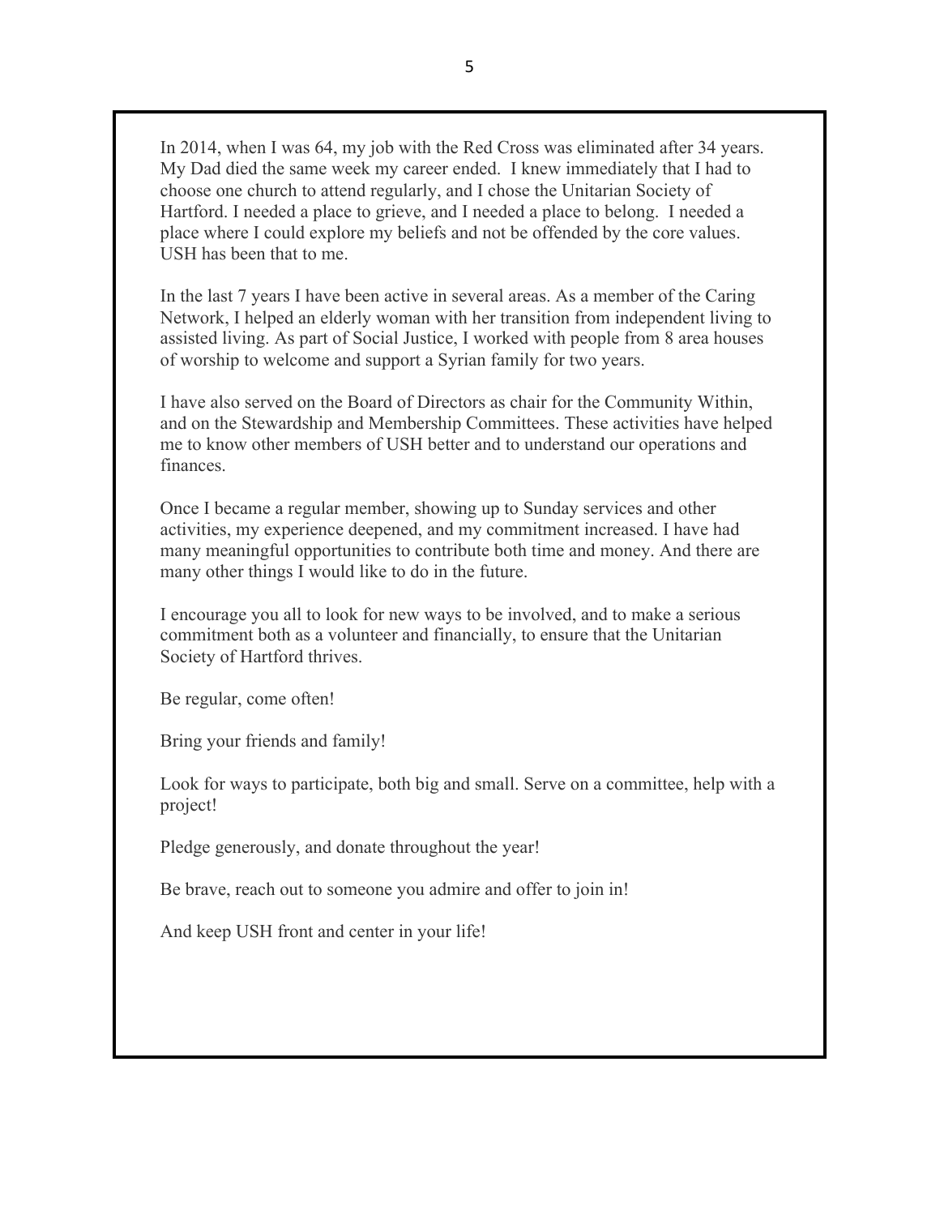In 2014, when I was 64, my job with the Red Cross was eliminated after 34 years. My Dad died the same week my career ended. I knew immediately that I had to choose one church to attend regularly, and I chose the Unitarian Society of Hartford. I needed a place to grieve, and I needed a place to belong. I needed a place where I could explore my beliefs and not be offended by the core values. USH has been that to me.

In the last 7 years I have been active in several areas. As a member of the Caring Network, I helped an elderly woman with her transition from independent living to assisted living. As part of Social Justice, I worked with people from 8 area houses of worship to welcome and support a Syrian family for two years.

I have also served on the Board of Directors as chair for the Community Within, and on the Stewardship and Membership Committees. These activities have helped me to know other members of USH better and to understand our operations and finances.

Once I became a regular member, showing up to Sunday services and other activities, my experience deepened, and my commitment increased. I have had many meaningful opportunities to contribute both time and money. And there are many other things I would like to do in the future.

I encourage you all to look for new ways to be involved, and to make a serious commitment both as a volunteer and financially, to ensure that the Unitarian Society of Hartford thrives.

Be regular, come often!

Bring your friends and family!

Look for ways to participate, both big and small. Serve on a committee, help with a project!

Pledge generously, and donate throughout the year!

Be brave, reach out to someone you admire and offer to join in!

And keep USH front and center in your life!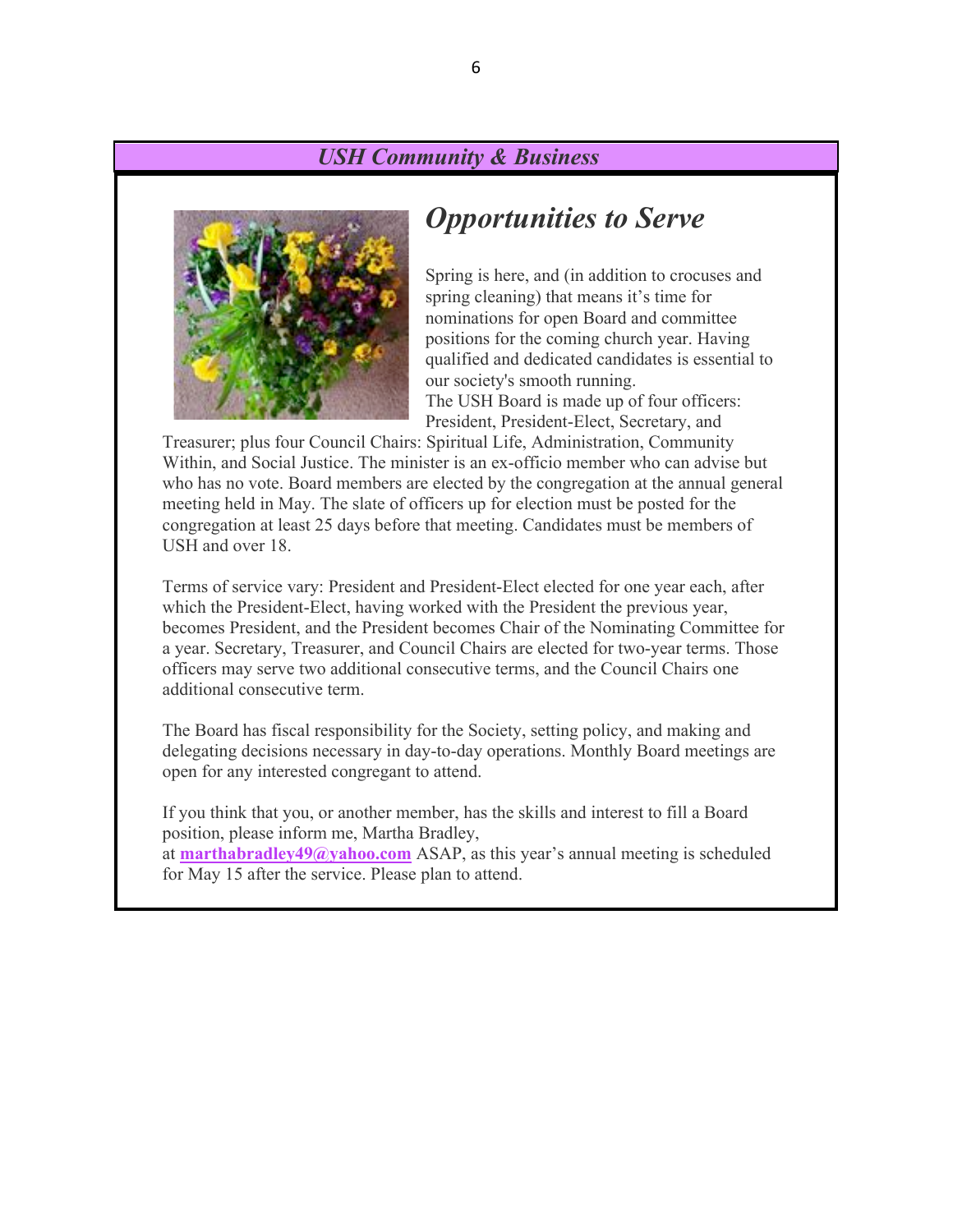## *USH Community & Business*

# *Opportunities to Serve*

Spring is here, and (in addition to crocuses and spring cleaning) that means it's time for nominations for open Board and committee positions for the coming church year. Having qualified and dedicated candidates is essential to our society's smooth running.

The USH Board is made up of four officers: President, President-Elect, Secretary, and Treasurer; plus four Council Chairs: Spiritual Life, Administration, Community Within, and Social Justice. The minister is an ex-officio member who can advise but who has no vote. Board members are elected by the congregation at the annual general meeting held in May. The slate of officers up for election must be posted for the congregation at least 25 days before that meeting. Candidates must be members of USH and over 18.

Terms of service vary: President and President-Elect elected for one year each, after which the President-Elect, having worked with the President the previous year, becomes President, and the President becomes Chair of the Nominating Committee for a year. Secretary, Treasurer, and Council Chairs are elected for two-year terms. Those officers may serve two additional consecutive terms, and the Council Chairs one additional consecutive term.

The Board has fiscal responsibility for the Society, setting policy, and making and delegating decisions necessary in day-to-day operations. Monthly Board meetings are open for any interested congregant to attend.

If you think that you, or another member, has the skills and interest to fill a Board position, please inform me, Martha Bradley, at **marthabradley49@yahoo.com** ASAP, as this year's annual meeting is scheduled for May 15 after the service. Please plan to attend.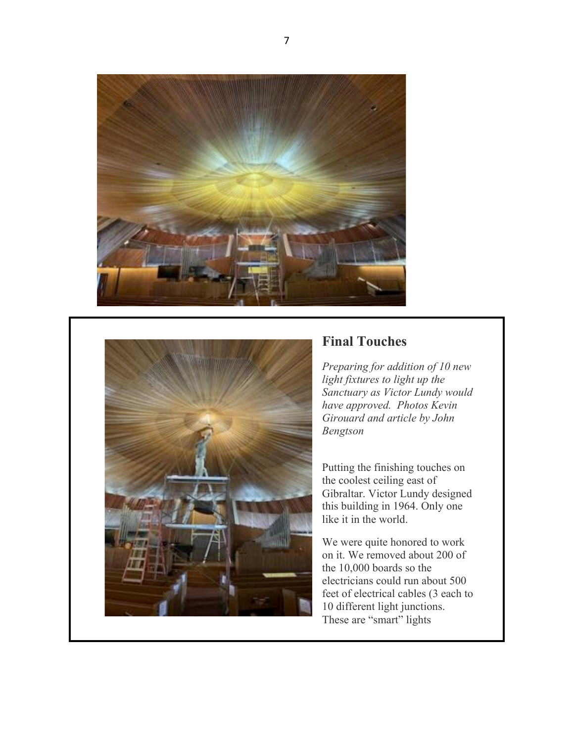## Final Touches

*Preparing for addition of 10 new light fixtures to light up the Sanctuary as Victor Lundy would have approved. Photos Kevin Girouard and article by John Bengtson*

Putting the finishing touches on the coolest ceiling east of Gibraltar. Victor Lundy designed this building in 1964. Only one like it in the world.

We were quite honored to work on it. We removed about 200 of the 10,000 boards so the electricians could run about 500 feet of electrical cables (3 each to 10 different light junctions. These are "smart" lights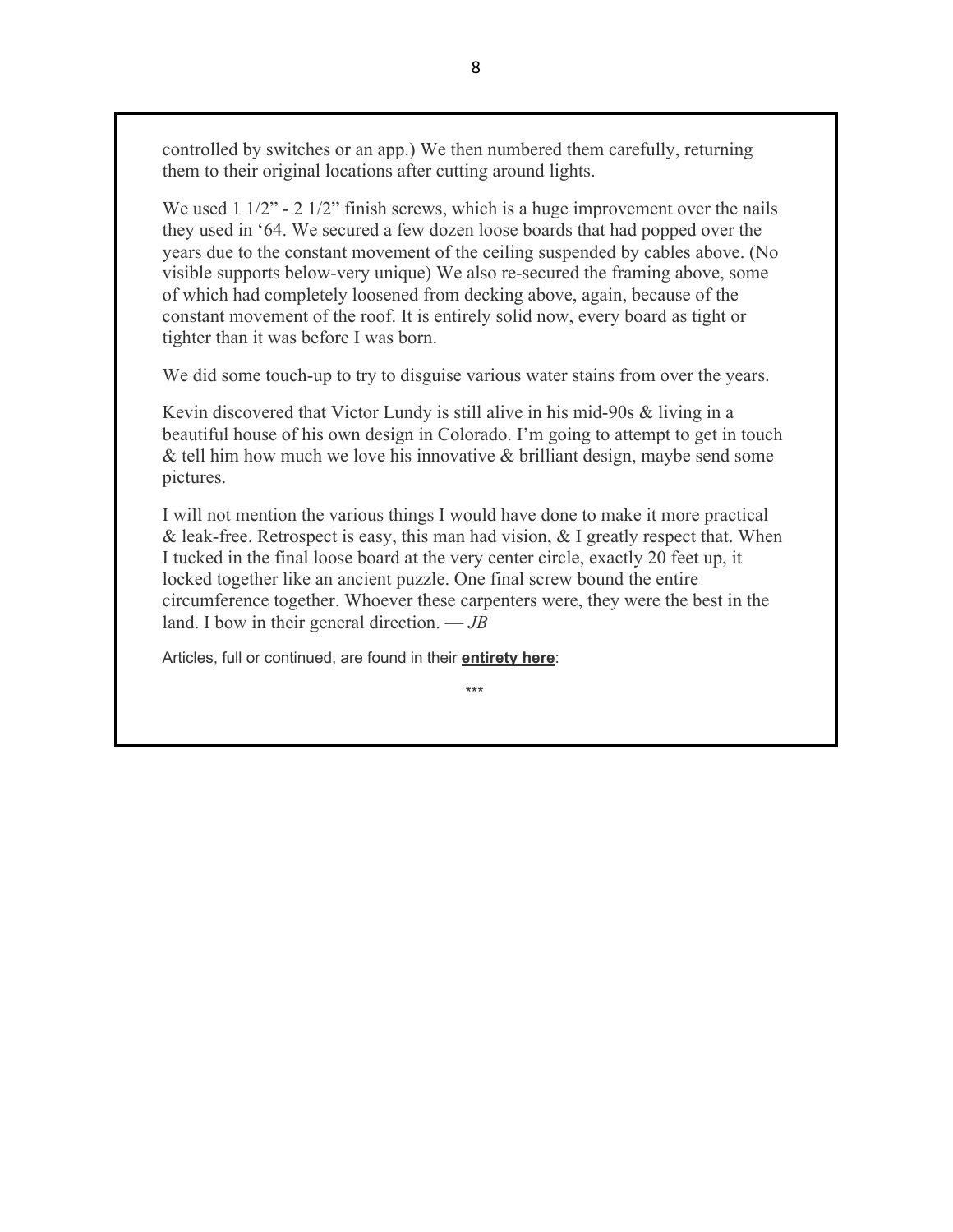controlled by switches or an app.) We then numbered them carefully, returning them to their original locations after cutting around lights.

We used 1 1/2" - 2 1/2" finish screws, which is a huge improvement over the nails they used in '64. We secured a few dozen loose boards that had popped over the years due to the constant movement of the ceiling suspended by cables above. (No visible supports below-very unique) We also re-secured the framing above, some of which had completely loosened from decking above, again, because of the constant movement of the roof. It is entirely solid now, every board as tight or tighter than it was before I was born.

We did some touch-up to try to disguise various water stains from over the years.

Kevin discovered that Victor Lundy is still alive in his mid-90s & living in a beautiful house of his own design in Colorado. I'm going to attempt to get in touch & tell him how much we love his innovative & brilliant design, maybe send some pictures.

I will not mention the various things I would have done to make it more practical & leak-free. Retrospect is easy, this man had vision, & I greatly respect that. When I tucked in the final loose board at the very center circle, exactly 20 feet up, it locked together like an ancient puzzle. One final screw bound the entire circumference together. Whoever these carpenters were, they were the best in the land. I bow in their general direction. — *JB*

Articles, full or continued, are found in their **entirety here**:

***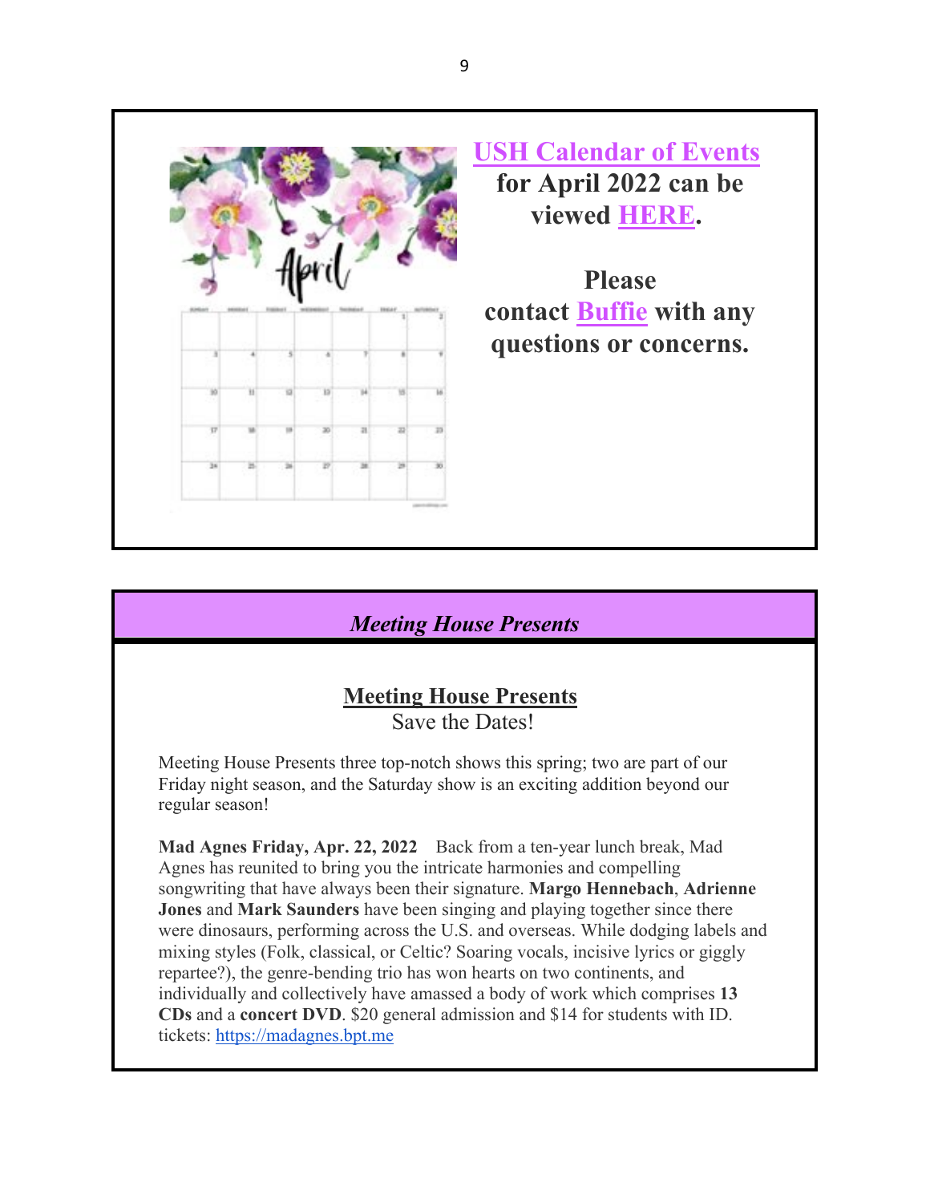**USH Calendar of Events for April 2022 can be viewed HERE.**

**Please contact Buffie with any questions or concerns.**

## *Meeting House Presents*

### Meeting House Presents

Save the Dates!

Meeting House Presents three top-notch shows this spring; two are part of our Friday night season, and the Saturday show is an exciting addition beyond our regular season!

**Mad Agnes Friday, Apr. 22, 2022** Back from a ten-year lunch break, Mad Agnes has reunited to bring you the intricate harmonies and compelling songwriting that have always been their signature. **Margo Hennebach**, **Adrienne Jones** and **Mark Saunders** have been singing and playing together since there were dinosaurs, performing across the U.S. and overseas. While dodging labels and mixing styles (Folk, classical, or Celtic? Soaring vocals, incisive lyrics or giggly repartee?), the genre-bending trio has won hearts on two continents, and individually and collectively have amassed a body of work which comprises **13 CDs** and a **concert DVD**. $20 general admission and $14 for students with ID. tickets: https://madagnes.bpt.me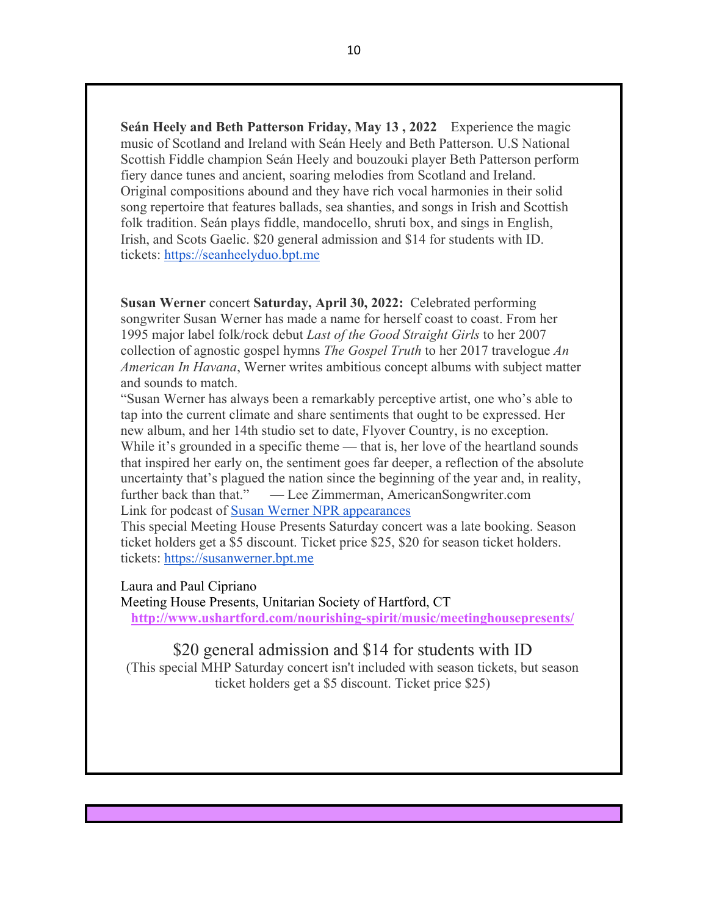**Seán Heely and Beth Patterson Friday, May 13 , 2022** Experience the magic music of Scotland and Ireland with Seán Heely and Beth Patterson. U.S National Scottish Fiddle champion Seán Heely and bouzouki player Beth Patterson perform fiery dance tunes and ancient, soaring melodies from Scotland and Ireland. Original compositions abound and they have rich vocal harmonies in their solid song repertoire that features ballads, sea shanties, and songs in Irish and Scottish folk tradition. Seán plays fiddle, mandocello, shruti box, and sings in English, Irish, and Scots Gaelic. $20 general admission and $14 for students with ID. tickets: https://seanheelyduo.bpt.me

**Susan Werner** concert **Saturday, April 30, 2022:** Celebrated performing songwriter Susan Werner has made a name for herself coast to coast. From her 1995 major label folk/rock debut *Last of the Good Straight Girls* to her 2007 collection of agnostic gospel hymns *The Gospel Truth* to her 2017 travelogue *An American In Havana*, Werner writes ambitious concept albums with subject matter and sounds to match.

"Susan Werner has always been a remarkably perceptive artist, one who's able to tap into the current climate and share sentiments that ought to be expressed. Her new album, and her 14th studio set to date, Flyover Country, is no exception. While it's grounded in a specific theme — that is, her love of the heartland sounds that inspired her early on, the sentiment goes far deeper, a reflection of the absolute uncertainty that's plagued the nation since the beginning of the year and, in reality, further back than that." — Lee Zimmerman, AmericanSongwriter.com

Link for podcast of Susan Werner NPR appearances

This special Meeting House Presents Saturday concert was a late booking. Season ticket holders get a $5 discount. Ticket price $25, $20 for season ticket holders. tickets: https://susanwerner.bpt.me

Laura and Paul Cipriano

Meeting House Presents, Unitarian Society of Hartford, CT

**http://www.ushartford.com/nourishing-spirit/music/meetinghousepresents/**

$20 general admission and $14 for students with ID

(This special MHP Saturday concert isn't included with season tickets, but season ticket holders get a $5 discount. Ticket price $25)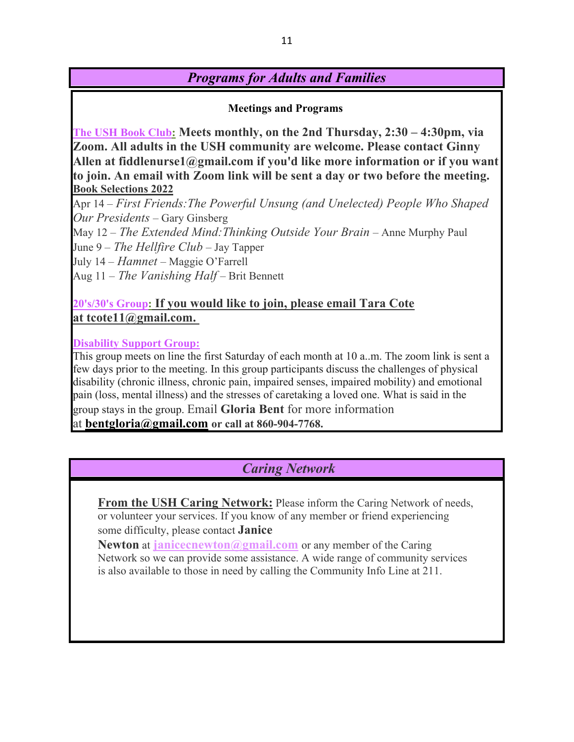## *Programs for Adults and Families*

**Meetings and Programs**

**The USH Book Club: Meets monthly, on the 2nd Thursday, 2:30 – 4:30pm, via Zoom. All adults in the USH community are welcome. Please contact Ginny Allen at fiddlenurse1@gmail.com if you'd like more information or if you want to join. An email with Zoom link will be sent a day or two before the meeting.**

**Book Selections 2022**

Apr 14 – *First Friends:The Powerful Unsung (and Unelected) People Who Shaped Our Presidents* – Gary Ginsberg
May 12 – *The Extended Mind:Thinking Outside Your Brain* – Anne Murphy Paul
June 9 – *The Hellfire Club* – Jay Tapper
July 14 – *Hamnet* – Maggie O'Farrell
Aug 11 – *The Vanishing Half* – Brit Bennett

**20's/30's Group: If you would like to join, please email Tara Cote at tcote11@gmail.com.**

**Disability Support Group:**

This group meets on line the first Saturday of each month at 10 a..m. The zoom link is sent a few days prior to the meeting. In this group participants discuss the challenges of physical disability (chronic illness, chronic pain, impaired senses, impaired mobility) and emotional pain (loss, mental illness) and the stresses of caretaking a loved one. What is said in the group stays in the group. Email **Gloria Bent** for more information at **bentgloria@gmail.com or call at 860-904-7768.**

## *Caring Network*

**From the USH Caring Network:** Please inform the Caring Network of needs, or volunteer your services. If you know of any member or friend experiencing some difficulty, please contact **Janice Newton** at **janicecnewton@gmail.com** or any member of the Caring Network so we can provide some assistance. A wide range of community services is also available to those in need by calling the Community Info Line at 211.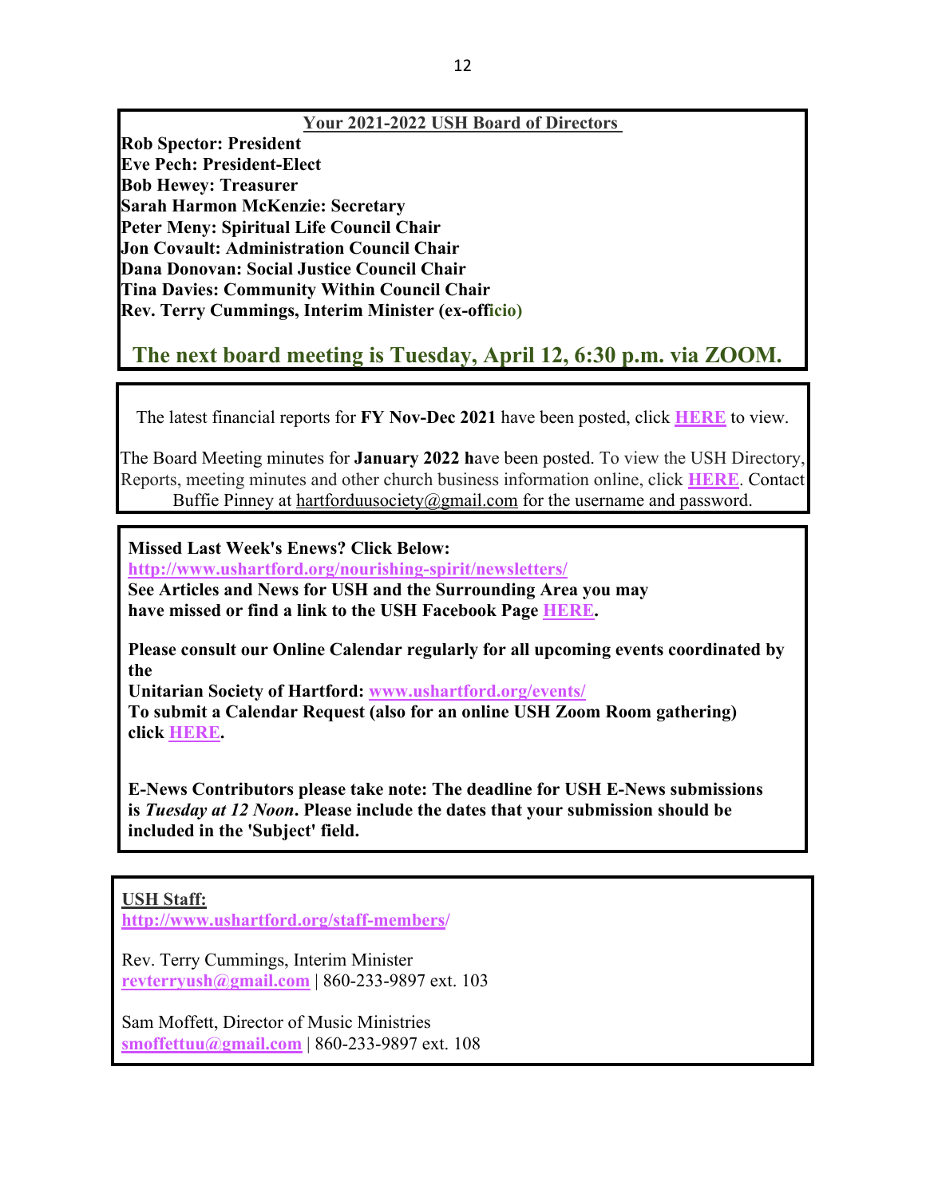**Your 2021-2022 USH Board of Directors**

**Rob Spector: President**
**Eve Pech: President-Elect**
**Bob Hewey: Treasurer**
**Sarah Harmon McKenzie: Secretary**
**Peter Meny: Spiritual Life Council Chair**
**Jon Covault: Administration Council Chair**
**Dana Donovan: Social Justice Council Chair**
**Tina Davies: Community Within Council Chair**
**Rev. Terry Cummings, Interim Minister (ex-officio)**

**The next board meeting is Tuesday, April 12, 6:30 p.m. via ZOOM.**

---

The latest financial reports for **FY Nov-Dec 2021** have been posted, click **HERE** to view.

The Board Meeting minutes for **January 2022 h**ave been posted. To view the USH Directory, Reports, meeting minutes and other church business information online, click **HERE**. Contact Buffie Pinney at hartforduusociety@gmail.com for the username and password.

---

**Missed Last Week's Enews? Click Below:**
**http://www.ushartford.org/nourishing-spirit/newsletters/**
**See Articles and News for USH and the Surrounding Area you may have missed or find a link to the USH Facebook Page HERE.**

**Please consult our Online Calendar regularly for all upcoming events coordinated by the**
**Unitarian Society of Hartford: www.ushartford.org/events/**
**To submit a Calendar Request (also for an online USH Zoom Room gathering) click HERE.**

**E-News Contributors please take note: The deadline for USH E-News submissions is *Tuesday at 12 Noon*. Please include the dates that your submission should be included in the 'Subject' field.**

---

**USH Staff:**
**http://www.ushartford.org/staff-members/**

Rev. Terry Cummings, Interim Minister
**revterryush@gmail.com** | 860-233-9897 ext. 103

Sam Moffett, Director of Music Ministries
**smoffettuu@gmail.com** | 860-233-9897 ext. 108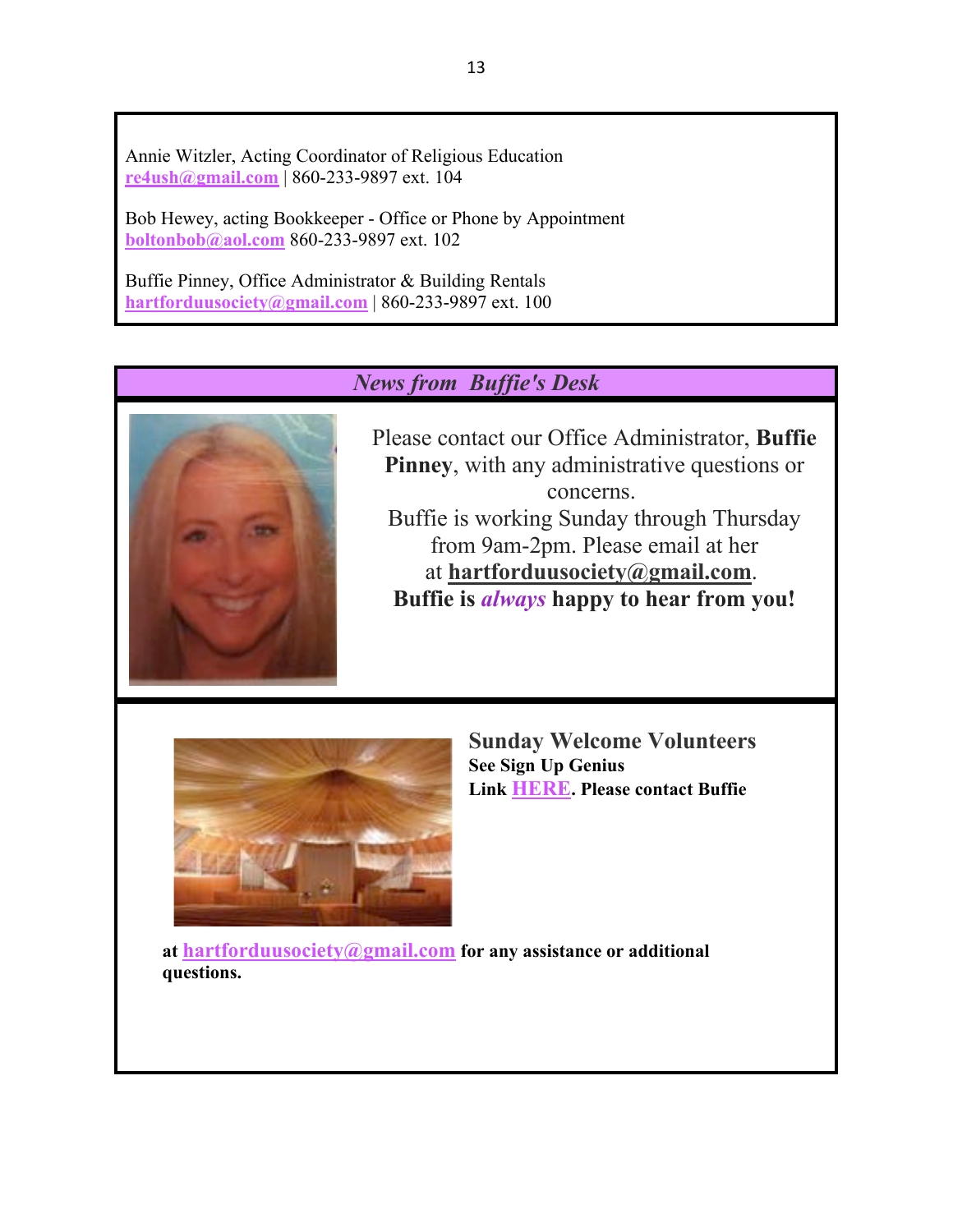Annie Witzler, Acting Coordinator of Religious Education
**re4ush@gmail.com** | 860-233-9897 ext. 104

Bob Hewey, acting Bookkeeper - Office or Phone by Appointment
**boltonbob@aol.com** 860-233-9897 ext. 102

Buffie Pinney, Office Administrator & Building Rentals
**hartforduusociety@gmail.com** | 860-233-9897 ext. 100

## *News from Buffie's Desk*

Please contact our Office Administrator, **Buffie Pinney**, with any administrative questions or concerns.
Buffie is working Sunday through Thursday from 9am-2pm. Please email at her at **hartforduusociety@gmail.com**.
**Buffie is *always* happy to hear from you!**

### Sunday Welcome Volunteers

**See Sign Up Genius Link HERE. Please contact Buffie at hartforduusociety@gmail.com for any assistance or additional questions.**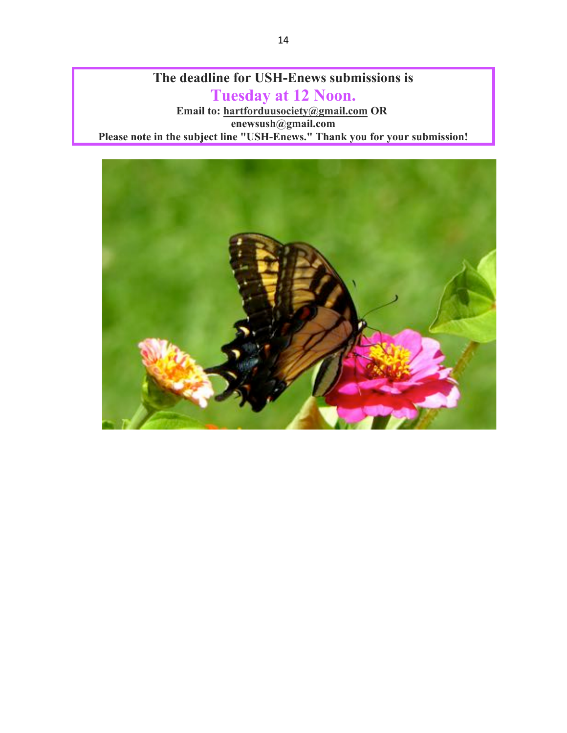**The deadline for USH-Enews submissions is**

**Tuesday at 12 Noon.**

**Email to: hartforduusociety@gmail.com OR enewsush@gmail.com**

**Please note in the subject line "USH-Enews." Thank you for your submission!**